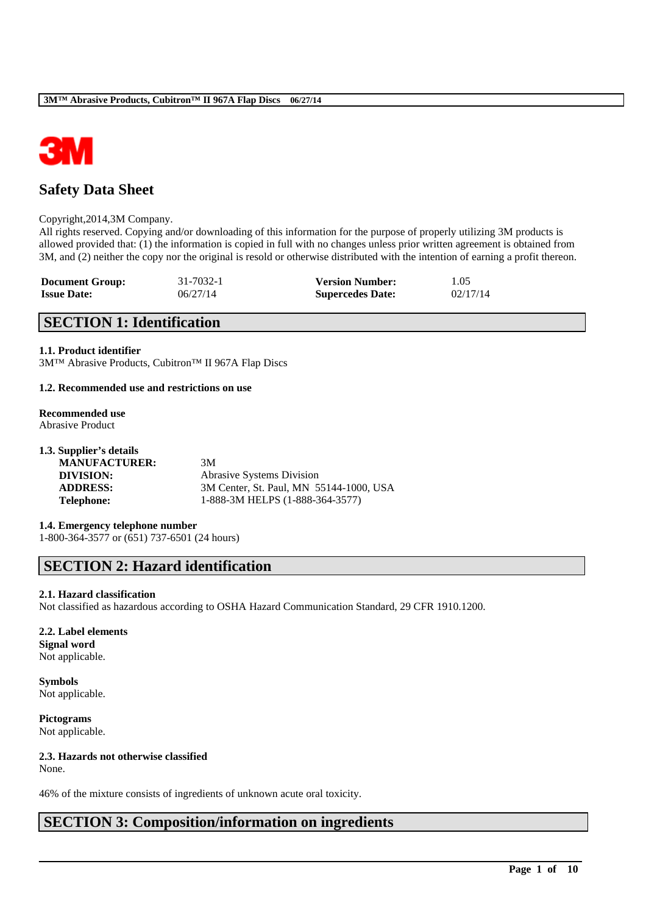# Safety Data Sheet

Copyright,2014,3M Company.
All rights reserved. Copying and/or downloading of this information for the purpose of properly utilizing 3M products is allowed provided that: (1) the information is copied in full with no changes unless prior written agreement is obtained from 3M, and (2) neither the copy nor the original is resold or otherwise distributed with the intention of earning a profit thereon.

| | | | |
|---|---|---|---|
| **Document Group:** | 31-7032-1 | **Version Number:** | 1.05 |
| **Issue Date:** | 06/27/14 | **Supercedes Date:** | 02/17/14 |

## SECTION 1: Identification

**1.1. Product identifier**
3M™ Abrasive Products, Cubitron™ II 967A Flap Discs

**1.2. Recommended use and restrictions on use**

**Recommended use**
Abrasive Product

**1.3. Supplier's details**

| | |
|---|---|
| **MANUFACTURER:** | 3M |
| **DIVISION:** | Abrasive Systems Division |
| **ADDRESS:** | 3M Center, St. Paul, MN 55144-1000, USA |
| **Telephone:** | 1-888-3M HELPS (1-888-364-3577) |

**1.4. Emergency telephone number**
1-800-364-3577 or (651) 737-6501 (24 hours)

## SECTION 2: Hazard identification

**2.1. Hazard classification**
Not classified as hazardous according to OSHA Hazard Communication Standard, 29 CFR 1910.1200.

**2.2. Label elements**
**Signal word**
Not applicable.

**Symbols**
Not applicable.

**Pictograms**
Not applicable.

**2.3. Hazards not otherwise classified**
None.

46% of the mixture consists of ingredients of unknown acute oral toxicity.

## SECTION 3: Composition/information on ingredients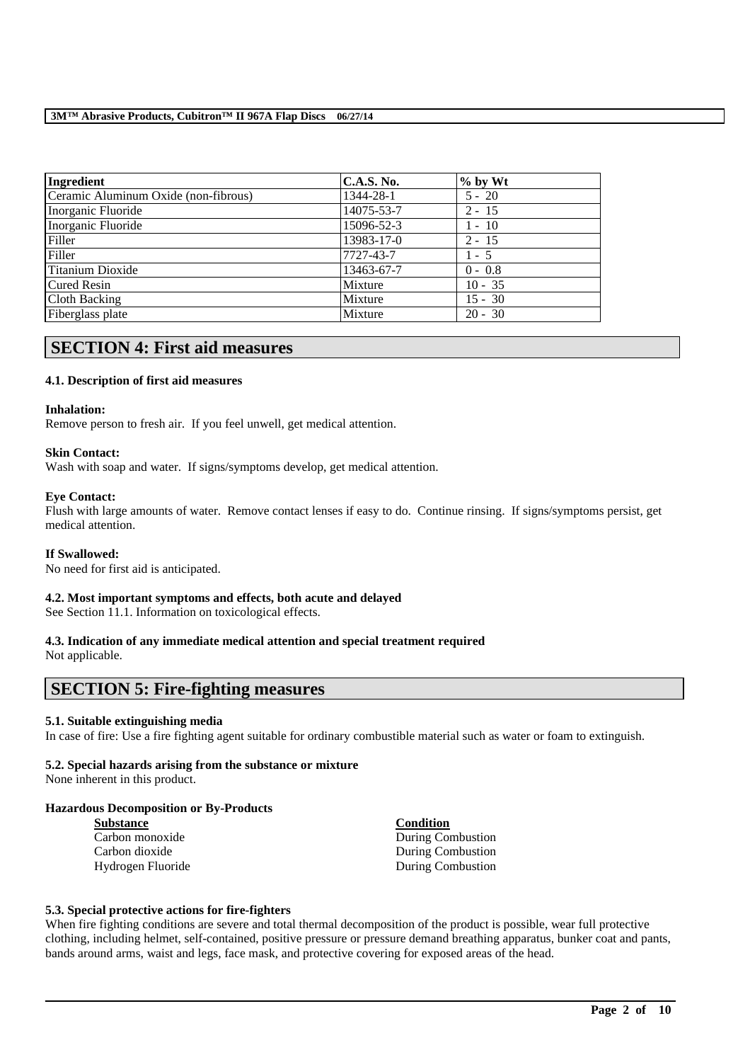| Ingredient | C.A.S. No. | % by Wt |
| --- | --- | --- |
| Ceramic Aluminum Oxide (non-fibrous) | 1344-28-1 | 5 - 20 |
| Inorganic Fluoride | 14075-53-7 | 2 - 15 |
| Inorganic Fluoride | 15096-52-3 | 1 - 10 |
| Filler | 13983-17-0 | 2 - 15 |
| Filler | 7727-43-7 | 1 - 5 |
| Titanium Dioxide | 13463-67-7 | 0 - 0.8 |
| Cured Resin | Mixture | 10 - 35 |
| Cloth Backing | Mixture | 15 - 30 |
| Fiberglass plate | Mixture | 20 - 30 |

## SECTION 4: First aid measures

### 4.1. Description of first aid measures

**Inhalation:**
Remove person to fresh air. If you feel unwell, get medical attention.

**Skin Contact:**
Wash with soap and water. If signs/symptoms develop, get medical attention.

**Eye Contact:**
Flush with large amounts of water. Remove contact lenses if easy to do. Continue rinsing. If signs/symptoms persist, get medical attention.

**If Swallowed:**
No need for first aid is anticipated.

### 4.2. Most important symptoms and effects, both acute and delayed

See Section 11.1. Information on toxicological effects.

### 4.3. Indication of any immediate medical attention and special treatment required

Not applicable.

## SECTION 5: Fire-fighting measures

### 5.1. Suitable extinguishing media

In case of fire: Use a fire fighting agent suitable for ordinary combustible material such as water or foam to extinguish.

### 5.2. Special hazards arising from the substance or mixture

None inherent in this product.

**Hazardous Decomposition or By-Products**

| Substance | Condition |
| --- | --- |
| Carbon monoxide | During Combustion |
| Carbon dioxide | During Combustion |
| Hydrogen Fluoride | During Combustion |

### 5.3. Special protective actions for fire-fighters

When fire fighting conditions are severe and total thermal decomposition of the product is possible, wear full protective clothing, including helmet, self-contained, positive pressure or pressure demand breathing apparatus, bunker coat and pants, bands around arms, waist and legs, face mask, and protective covering for exposed areas of the head.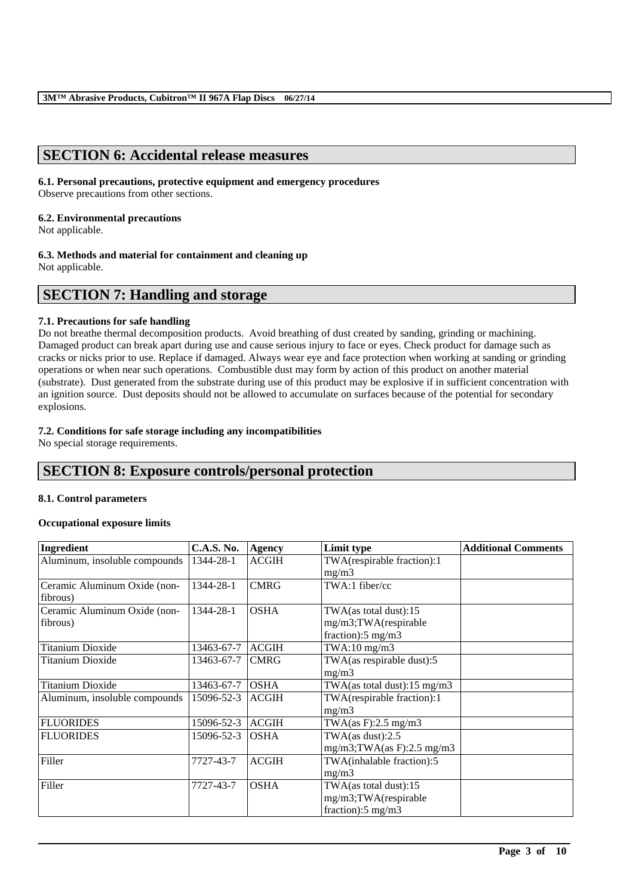## SECTION 6: Accidental release measures

### 6.1. Personal precautions, protective equipment and emergency procedures

Observe precautions from other sections.

### 6.2. Environmental precautions

Not applicable.

### 6.3. Methods and material for containment and cleaning up

Not applicable.

## SECTION 7: Handling and storage

### 7.1. Precautions for safe handling

Do not breathe thermal decomposition products. Avoid breathing of dust created by sanding, grinding or machining. Damaged product can break apart during use and cause serious injury to face or eyes. Check product for damage such as cracks or nicks prior to use. Replace if damaged. Always wear eye and face protection when working at sanding or grinding operations or when near such operations. Combustible dust may form by action of this product on another material (substrate). Dust generated from the substrate during use of this product may be explosive if in sufficient concentration with an ignition source. Dust deposits should not be allowed to accumulate on surfaces because of the potential for secondary explosions.

### 7.2. Conditions for safe storage including any incompatibilities

No special storage requirements.

## SECTION 8: Exposure controls/personal protection

### 8.1. Control parameters

**Occupational exposure limits**

| Ingredient | C.A.S. No. | Agency | Limit type | Additional Comments |
|---|---|---|---|---|
| Aluminum, insoluble compounds | 1344-28-1 | ACGIH | TWA(respirable fraction):1 mg/m3 | |
| Ceramic Aluminum Oxide (non-fibrous) | 1344-28-1 | CMRG | TWA:1 fiber/cc | |
| Ceramic Aluminum Oxide (non-fibrous) | 1344-28-1 | OSHA | TWA(as total dust):15 mg/m3;TWA(respirable fraction):5 mg/m3 | |
| Titanium Dioxide | 13463-67-7 | ACGIH | TWA:10 mg/m3 | |
| Titanium Dioxide | 13463-67-7 | CMRG | TWA(as respirable dust):5 mg/m3 | |
| Titanium Dioxide | 13463-67-7 | OSHA | TWA(as total dust):15 mg/m3 | |
| Aluminum, insoluble compounds | 15096-52-3 | ACGIH | TWA(respirable fraction):1 mg/m3 | |
| FLUORIDES | 15096-52-3 | ACGIH | TWA(as F):2.5 mg/m3 | |
| FLUORIDES | 15096-52-3 | OSHA | TWA(as dust):2.5 mg/m3;TWA(as F):2.5 mg/m3 | |
| Filler | 7727-43-7 | ACGIH | TWA(inhalable fraction):5 mg/m3 | |
| Filler | 7727-43-7 | OSHA | TWA(as total dust):15 mg/m3;TWA(respirable fraction):5 mg/m3 | |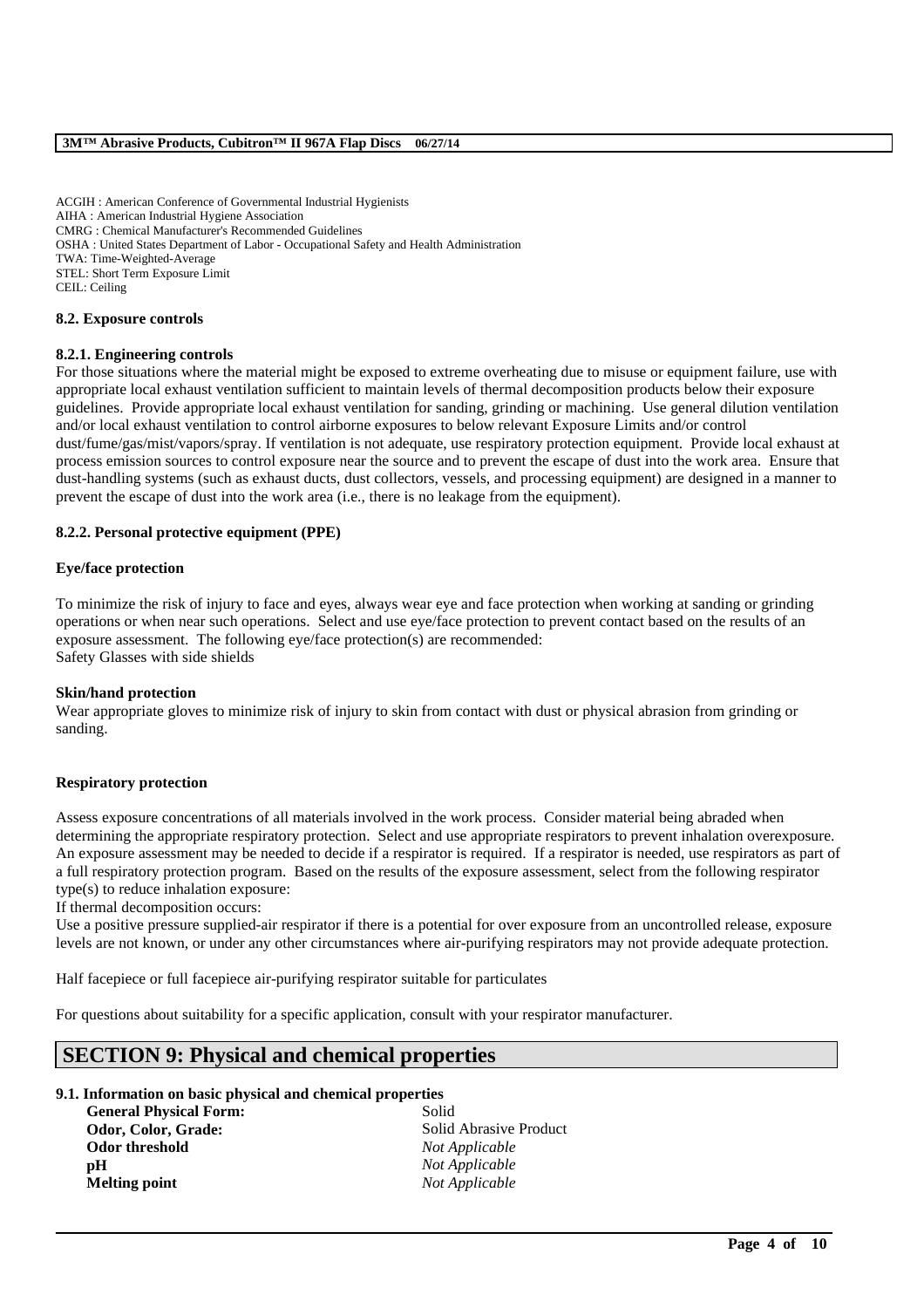ACGIH : American Conference of Governmental Industrial Hygienists
AIHA : American Industrial Hygiene Association
CMRG : Chemical Manufacturer's Recommended Guidelines
OSHA : United States Department of Labor - Occupational Safety and Health Administration
TWA: Time-Weighted-Average
STEL: Short Term Exposure Limit
CEIL: Ceiling

### 8.2. Exposure controls

#### 8.2.1. Engineering controls

For those situations where the material might be exposed to extreme overheating due to misuse or equipment failure, use with appropriate local exhaust ventilation sufficient to maintain levels of thermal decomposition products below their exposure guidelines. Provide appropriate local exhaust ventilation for sanding, grinding or machining. Use general dilution ventilation and/or local exhaust ventilation to control airborne exposures to below relevant Exposure Limits and/or control dust/fume/gas/mist/vapors/spray. If ventilation is not adequate, use respiratory protection equipment. Provide local exhaust at process emission sources to control exposure near the source and to prevent the escape of dust into the work area. Ensure that dust-handling systems (such as exhaust ducts, dust collectors, vessels, and processing equipment) are designed in a manner to prevent the escape of dust into the work area (i.e., there is no leakage from the equipment).

#### 8.2.2. Personal protective equipment (PPE)

**Eye/face protection**

To minimize the risk of injury to face and eyes, always wear eye and face protection when working at sanding or grinding operations or when near such operations. Select and use eye/face protection to prevent contact based on the results of an exposure assessment. The following eye/face protection(s) are recommended:
Safety Glasses with side shields

**Skin/hand protection**

Wear appropriate gloves to minimize risk of injury to skin from contact with dust or physical abrasion from grinding or sanding.

**Respiratory protection**

Assess exposure concentrations of all materials involved in the work process. Consider material being abraded when determining the appropriate respiratory protection. Select and use appropriate respirators to prevent inhalation overexposure. An exposure assessment may be needed to decide if a respirator is required. If a respirator is needed, use respirators as part of a full respiratory protection program. Based on the results of the exposure assessment, select from the following respirator type(s) to reduce inhalation exposure:
If thermal decomposition occurs:
Use a positive pressure supplied-air respirator if there is a potential for over exposure from an uncontrolled release, exposure levels are not known, or under any other circumstances where air-purifying respirators may not provide adequate protection.

Half facepiece or full facepiece air-purifying respirator suitable for particulates

For questions about suitability for a specific application, consult with your respirator manufacturer.

## SECTION 9: Physical and chemical properties

### 9.1. Information on basic physical and chemical properties

| | |
|---|---|
| **General Physical Form:** | Solid |
| **Odor, Color, Grade:** | Solid Abrasive Product |
| **Odor threshold** | *Not Applicable* |
| **pH** | *Not Applicable* |
| **Melting point** | *Not Applicable* |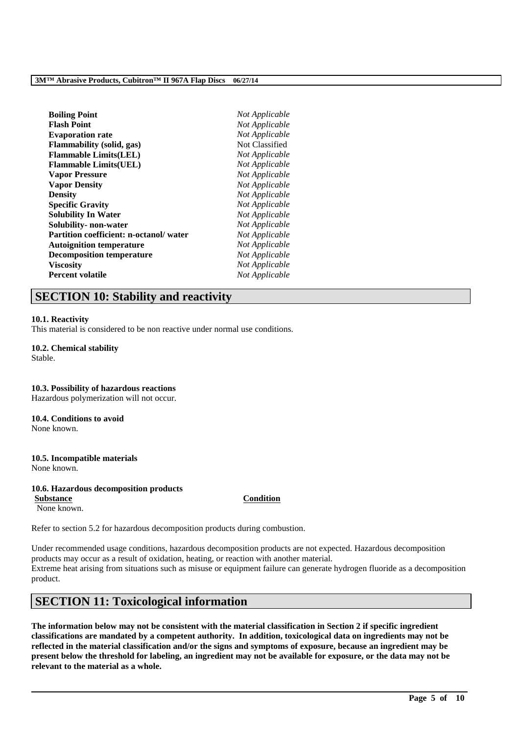| | |
|---|---|
| **Boiling Point** | *Not Applicable* |
| **Flash Point** | *Not Applicable* |
| **Evaporation rate** | *Not Applicable* |
| **Flammability (solid, gas)** | Not Classified |
| **Flammable Limits(LEL)** | *Not Applicable* |
| **Flammable Limits(UEL)** | *Not Applicable* |
| **Vapor Pressure** | *Not Applicable* |
| **Vapor Density** | *Not Applicable* |
| **Density** | *Not Applicable* |
| **Specific Gravity** | *Not Applicable* |
| **Solubility In Water** | *Not Applicable* |
| **Solubility- non-water** | *Not Applicable* |
| **Partition coefficient: n-octanol/ water** | *Not Applicable* |
| **Autoignition temperature** | *Not Applicable* |
| **Decomposition temperature** | *Not Applicable* |
| **Viscosity** | *Not Applicable* |
| **Percent volatile** | *Not Applicable* |

## SECTION 10: Stability and reactivity

**10.1. Reactivity**
This material is considered to be non reactive under normal use conditions.

**10.2. Chemical stability**
Stable.

**10.3. Possibility of hazardous reactions**
Hazardous polymerization will not occur.

**10.4. Conditions to avoid**
None known.

**10.5. Incompatible materials**
None known.

**10.6. Hazardous decomposition products**

| Substance | Condition |
|---|---|
| None known. | |

Refer to section 5.2 for hazardous decomposition products during combustion.

Under recommended usage conditions, hazardous decomposition products are not expected. Hazardous decomposition products may occur as a result of oxidation, heating, or reaction with another material.
Extreme heat arising from situations such as misuse or equipment failure can generate hydrogen fluoride as a decomposition product.

## SECTION 11: Toxicological information

**The information below may not be consistent with the material classification in Section 2 if specific ingredient classifications are mandated by a competent authority. In addition, toxicological data on ingredients may not be reflected in the material classification and/or the signs and symptoms of exposure, because an ingredient may be present below the threshold for labeling, an ingredient may not be available for exposure, or the data may not be relevant to the material as a whole.**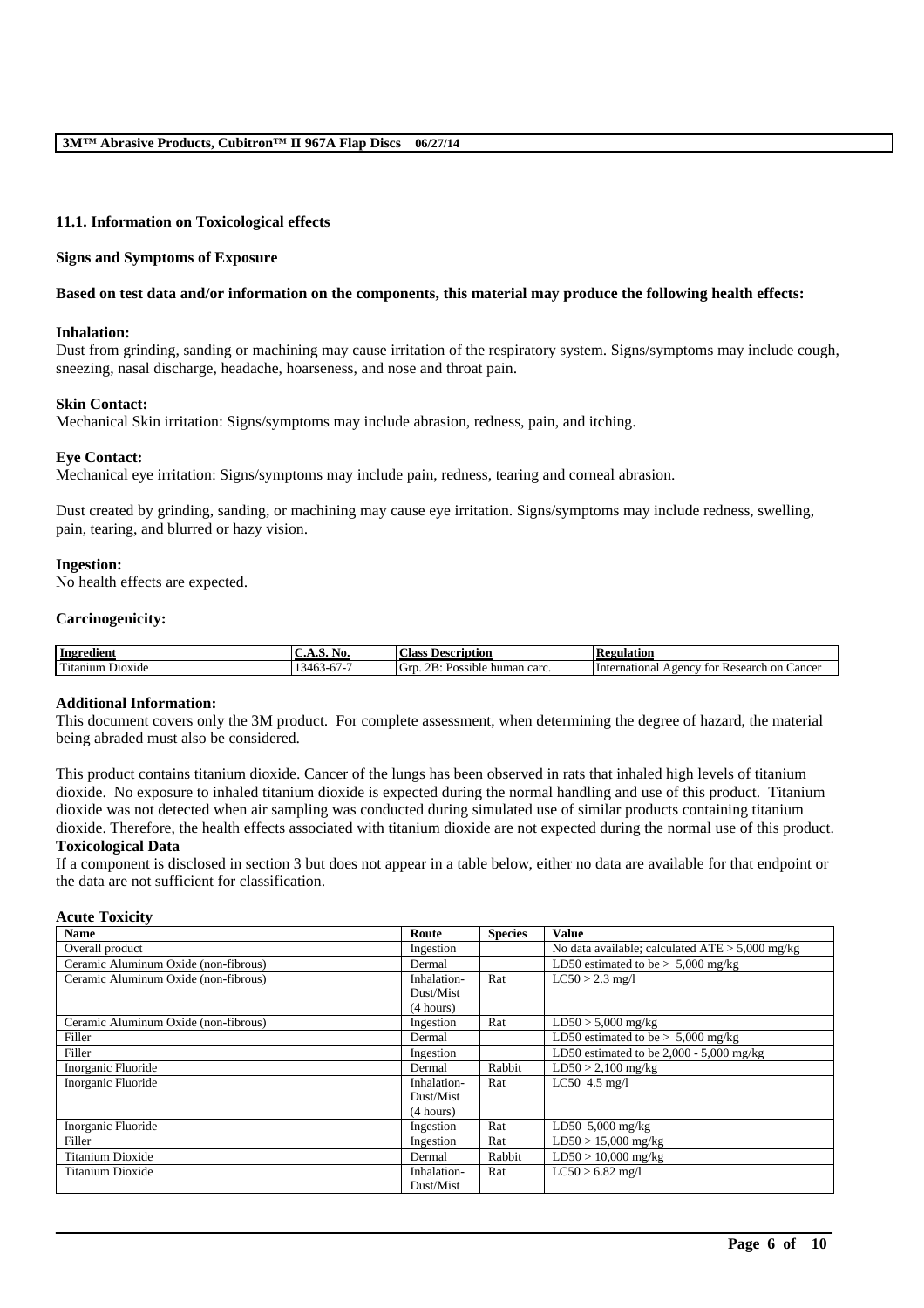### 11.1. Information on Toxicological effects

**Signs and Symptoms of Exposure**

**Based on test data and/or information on the components, this material may produce the following health effects:**

**Inhalation:**
Dust from grinding, sanding or machining may cause irritation of the respiratory system. Signs/symptoms may include cough, sneezing, nasal discharge, headache, hoarseness, and nose and throat pain.

**Skin Contact:**
Mechanical Skin irritation: Signs/symptoms may include abrasion, redness, pain, and itching.

**Eye Contact:**
Mechanical eye irritation: Signs/symptoms may include pain, redness, tearing and corneal abrasion.

Dust created by grinding, sanding, or machining may cause eye irritation. Signs/symptoms may include redness, swelling, pain, tearing, and blurred or hazy vision.

**Ingestion:**
No health effects are expected.

**Carcinogenicity:**

| Ingredient | C.A.S. No. | Class Description | Regulation |
|---|---|---|---|
| Titanium Dioxide | 13463-67-7 | Grp. 2B: Possible human carc. | International Agency for Research on Cancer |

**Additional Information:**
This document covers only the 3M product. For complete assessment, when determining the degree of hazard, the material being abraded must also be considered.

This product contains titanium dioxide. Cancer of the lungs has been observed in rats that inhaled high levels of titanium dioxide. No exposure to inhaled titanium dioxide is expected during the normal handling and use of this product. Titanium dioxide was not detected when air sampling was conducted during simulated use of similar products containing titanium dioxide. Therefore, the health effects associated with titanium dioxide are not expected during the normal use of this product.

**Toxicological Data**

If a component is disclosed in section 3 but does not appear in a table below, either no data are available for that endpoint or the data are not sufficient for classification.

**Acute Toxicity**

| Name | Route | Species | Value |
|---|---|---|---|
| Overall product | Ingestion | | No data available; calculated ATE > 5,000 mg/kg |
| Ceramic Aluminum Oxide (non-fibrous) | Dermal | | LD50 estimated to be > 5,000 mg/kg |
| Ceramic Aluminum Oxide (non-fibrous) | Inhalation-Dust/Mist (4 hours) | Rat | LC50 > 2.3 mg/l |
| Ceramic Aluminum Oxide (non-fibrous) | Ingestion | Rat | LD50 > 5,000 mg/kg |
| Filler | Dermal | | LD50 estimated to be > 5,000 mg/kg |
| Filler | Ingestion | | LD50 estimated to be 2,000 - 5,000 mg/kg |
| Inorganic Fluoride | Dermal | Rabbit | LD50 > 2,100 mg/kg |
| Inorganic Fluoride | Inhalation-Dust/Mist (4 hours) | Rat | LC50 4.5 mg/l |
| Inorganic Fluoride | Ingestion | Rat | LD50 5,000 mg/kg |
| Filler | Ingestion | Rat | LD50 > 15,000 mg/kg |
| Titanium Dioxide | Dermal | Rabbit | LD50 > 10,000 mg/kg |
| Titanium Dioxide | Inhalation-Dust/Mist | Rat | LC50 > 6.82 mg/l |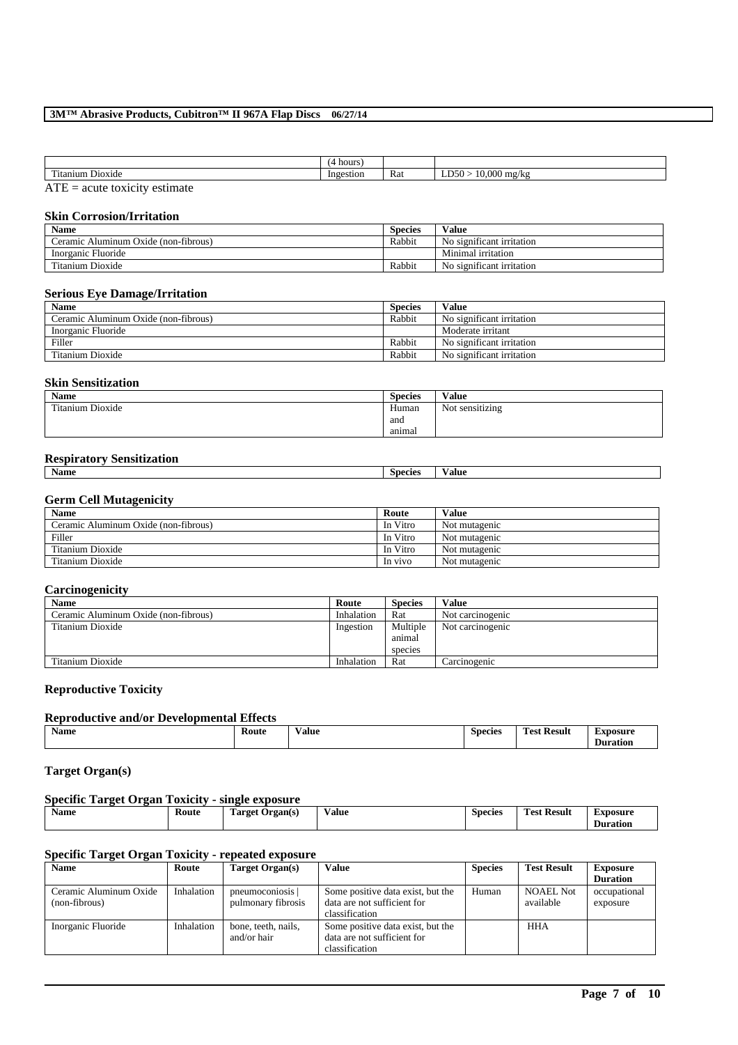| | (4 hours) | | |
|---|---|---|---|
| Titanium Dioxide | Ingestion | Rat | LD50 > 10,000 mg/kg |

ATE = acute toxicity estimate

### Skin Corrosion/Irritation

| Name | Species | Value |
|---|---|---|
| Ceramic Aluminum Oxide (non-fibrous) | Rabbit | No significant irritation |
| Inorganic Fluoride | | Minimal irritation |
| Titanium Dioxide | Rabbit | No significant irritation |

### Serious Eye Damage/Irritation

| Name | Species | Value |
|---|---|---|
| Ceramic Aluminum Oxide (non-fibrous) | Rabbit | No significant irritation |
| Inorganic Fluoride | | Moderate irritant |
| Filler | Rabbit | No significant irritation |
| Titanium Dioxide | Rabbit | No significant irritation |

### Skin Sensitization

| Name | Species | Value |
|---|---|---|
| Titanium Dioxide | Human and animal | Not sensitizing |

### Respiratory Sensitization

| Name | Species | Value |
|---|---|---|

### Germ Cell Mutagenicity

| Name | Route | Value |
|---|---|---|
| Ceramic Aluminum Oxide (non-fibrous) | In Vitro | Not mutagenic |
| Filler | In Vitro | Not mutagenic |
| Titanium Dioxide | In Vitro | Not mutagenic |
| Titanium Dioxide | In vivo | Not mutagenic |

### Carcinogenicity

| Name | Route | Species | Value |
|---|---|---|---|
| Ceramic Aluminum Oxide (non-fibrous) | Inhalation | Rat | Not carcinogenic |
| Titanium Dioxide | Ingestion | Multiple animal species | Not carcinogenic |
| Titanium Dioxide | Inhalation | Rat | Carcinogenic |

### Reproductive Toxicity

### Reproductive and/or Developmental Effects

| Name | Route | Value | Species | Test Result | Exposure Duration |
|---|---|---|---|---|---|

### Target Organ(s)

### Specific Target Organ Toxicity - single exposure

| Name | Route | Target Organ(s) | Value | Species | Test Result | Exposure Duration |
|---|---|---|---|---|---|---|

### Specific Target Organ Toxicity - repeated exposure

| Name | Route | Target Organ(s) | Value | Species | Test Result | Exposure Duration |
|---|---|---|---|---|---|---|
| Ceramic Aluminum Oxide (non-fibrous) | Inhalation | pneumoconiosis \| pulmonary fibrosis | Some positive data exist, but the data are not sufficient for classification | Human | NOAEL Not available | occupational exposure |
| Inorganic Fluoride | Inhalation | bone, teeth, nails, and/or hair | Some positive data exist, but the data are not sufficient for classification | | HHA | |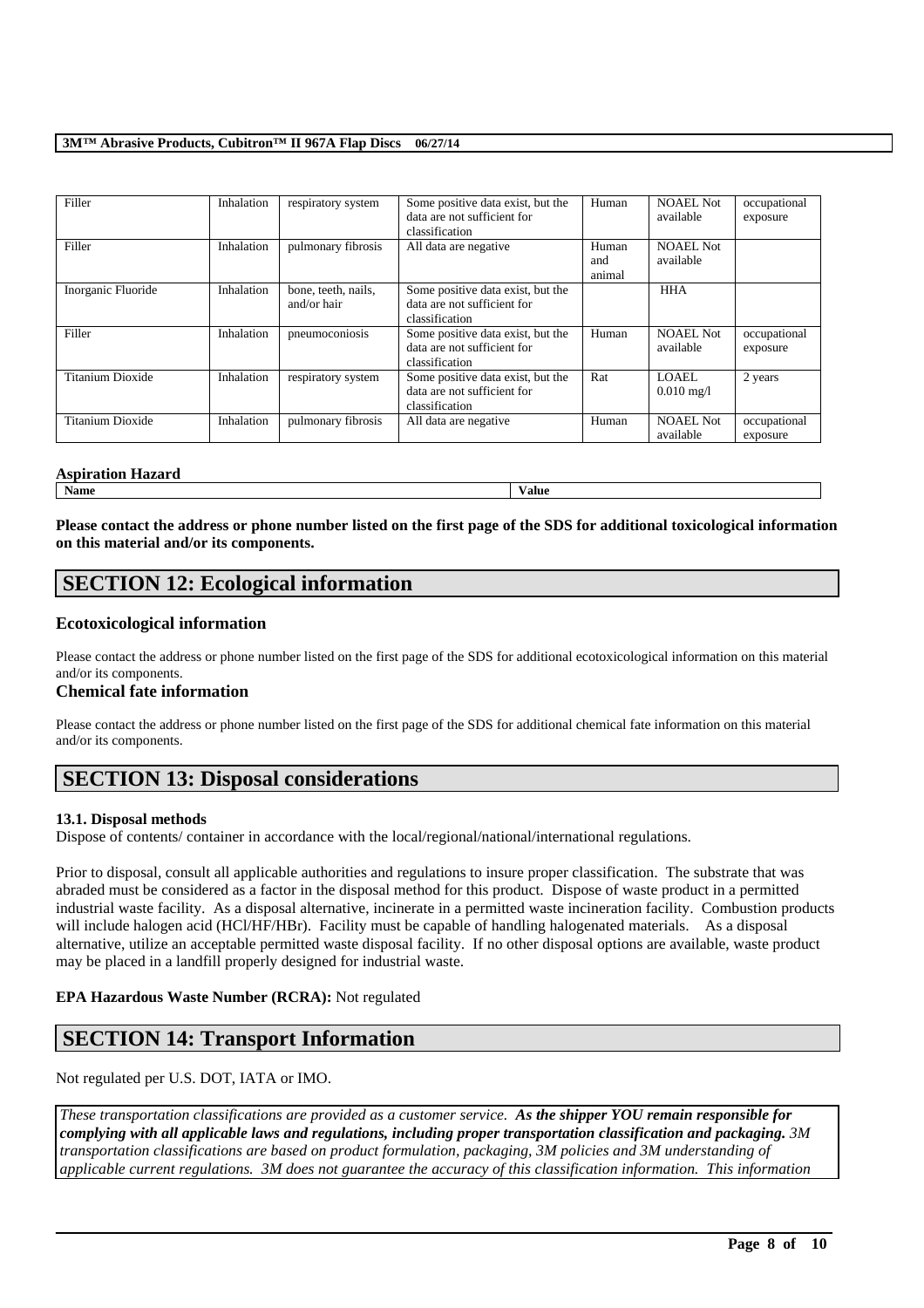| Filler | Inhalation | respiratory system | Some positive data exist, but the data are not sufficient for classification | Human | NOAEL Not available | occupational exposure |
|---|---|---|---|---|---|---|
| Filler | Inhalation | pulmonary fibrosis | All data are negative | Human and animal | NOAEL Not available | |
| Inorganic Fluoride | Inhalation | bone, teeth, nails, and/or hair | Some positive data exist, but the data are not sufficient for classification | | HHA | |
| Filler | Inhalation | pneumoconiosis | Some positive data exist, but the data are not sufficient for classification | Human | NOAEL Not available | occupational exposure |
| Titanium Dioxide | Inhalation | respiratory system | Some positive data exist, but the data are not sufficient for classification | Rat | LOAEL 0.010 mg/l | 2 years |
| Titanium Dioxide | Inhalation | pulmonary fibrosis | All data are negative | Human | NOAEL Not available | occupational exposure |

**Aspiration Hazard**

| Name | Value |
|---|---|

**Please contact the address or phone number listed on the first page of the SDS for additional toxicological information on this material and/or its components.**

## SECTION 12: Ecological information

### Ecotoxicological information

Please contact the address or phone number listed on the first page of the SDS for additional ecotoxicological information on this material and/or its components.

### Chemical fate information

Please contact the address or phone number listed on the first page of the SDS for additional chemical fate information on this material and/or its components.

## SECTION 13: Disposal considerations

**13.1. Disposal methods**

Dispose of contents/ container in accordance with the local/regional/national/international regulations.

Prior to disposal, consult all applicable authorities and regulations to insure proper classification. The substrate that was abraded must be considered as a factor in the disposal method for this product. Dispose of waste product in a permitted industrial waste facility. As a disposal alternative, incinerate in a permitted waste incineration facility. Combustion products will include halogen acid (HCl/HF/HBr). Facility must be capable of handling halogenated materials. As a disposal alternative, utilize an acceptable permitted waste disposal facility. If no other disposal options are available, waste product may be placed in a landfill properly designed for industrial waste.

**EPA Hazardous Waste Number (RCRA):** Not regulated

## SECTION 14: Transport Information

Not regulated per U.S. DOT, IATA or IMO.

*These transportation classifications are provided as a customer service. **As the shipper YOU remain responsible for complying with all applicable laws and regulations, including proper transportation classification and packaging.** 3M transportation classifications are based on product formulation, packaging, 3M policies and 3M understanding of applicable current regulations. 3M does not guarantee the accuracy of this classification information. This information*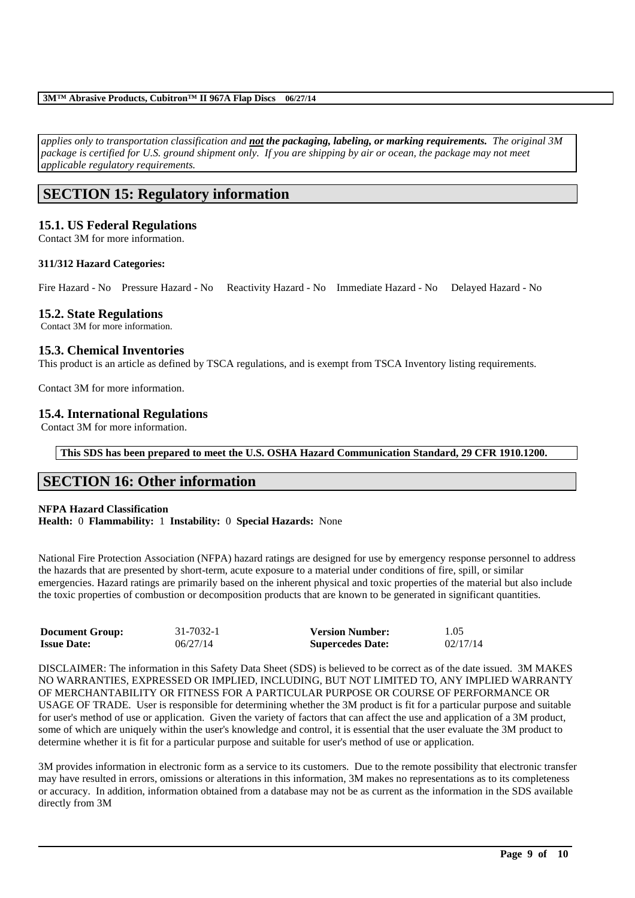*applies only to transportation classification and **not** **the packaging, labeling, or marking requirements.** The original 3M package is certified for U.S. ground shipment only. If you are shipping by air or ocean, the package may not meet applicable regulatory requirements.*

## SECTION 15: Regulatory information

### 15.1. US Federal Regulations

Contact 3M for more information.

**311/312 Hazard Categories:**

Fire Hazard - No Pressure Hazard - No Reactivity Hazard - No Immediate Hazard - No Delayed Hazard - No

### 15.2. State Regulations

Contact 3M for more information.

### 15.3. Chemical Inventories

This product is an article as defined by TSCA regulations, and is exempt from TSCA Inventory listing requirements.

Contact 3M for more information.

### 15.4. International Regulations

Contact 3M for more information.

**This SDS has been prepared to meet the U.S. OSHA Hazard Communication Standard, 29 CFR 1910.1200.**

## SECTION 16: Other information

**NFPA Hazard Classification**
**Health:** 0 **Flammability:** 1 **Instability:** 0 **Special Hazards:** None

National Fire Protection Association (NFPA) hazard ratings are designed for use by emergency response personnel to address the hazards that are presented by short-term, acute exposure to a material under conditions of fire, spill, or similar emergencies. Hazard ratings are primarily based on the inherent physical and toxic properties of the material but also include the toxic properties of combustion or decomposition products that are known to be generated in significant quantities.

| **Document Group:** | 31-7032-1 | **Version Number:** | 1.05 |
|---|---|---|---|
| **Issue Date:** | 06/27/14 | **Supercedes Date:** | 02/17/14 |

DISCLAIMER: The information in this Safety Data Sheet (SDS) is believed to be correct as of the date issued. 3M MAKES NO WARRANTIES, EXPRESSED OR IMPLIED, INCLUDING, BUT NOT LIMITED TO, ANY IMPLIED WARRANTY OF MERCHANTABILITY OR FITNESS FOR A PARTICULAR PURPOSE OR COURSE OF PERFORMANCE OR USAGE OF TRADE. User is responsible for determining whether the 3M product is fit for a particular purpose and suitable for user's method of use or application. Given the variety of factors that can affect the use and application of a 3M product, some of which are uniquely within the user's knowledge and control, it is essential that the user evaluate the 3M product to determine whether it is fit for a particular purpose and suitable for user's method of use or application.

3M provides information in electronic form as a service to its customers. Due to the remote possibility that electronic transfer may have resulted in errors, omissions or alterations in this information, 3M makes no representations as to its completeness or accuracy. In addition, information obtained from a database may not be as current as the information in the SDS available directly from 3M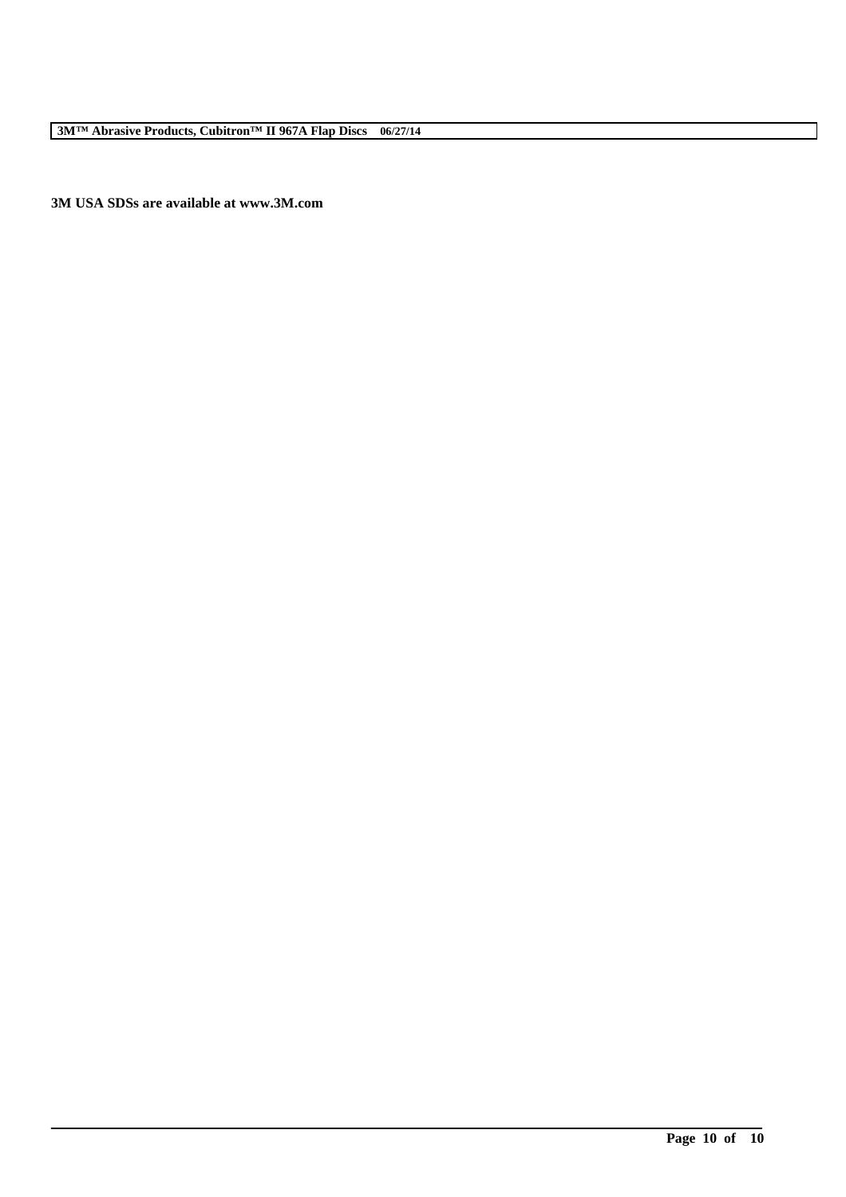**3M USA SDSs are available at www.3M.com**